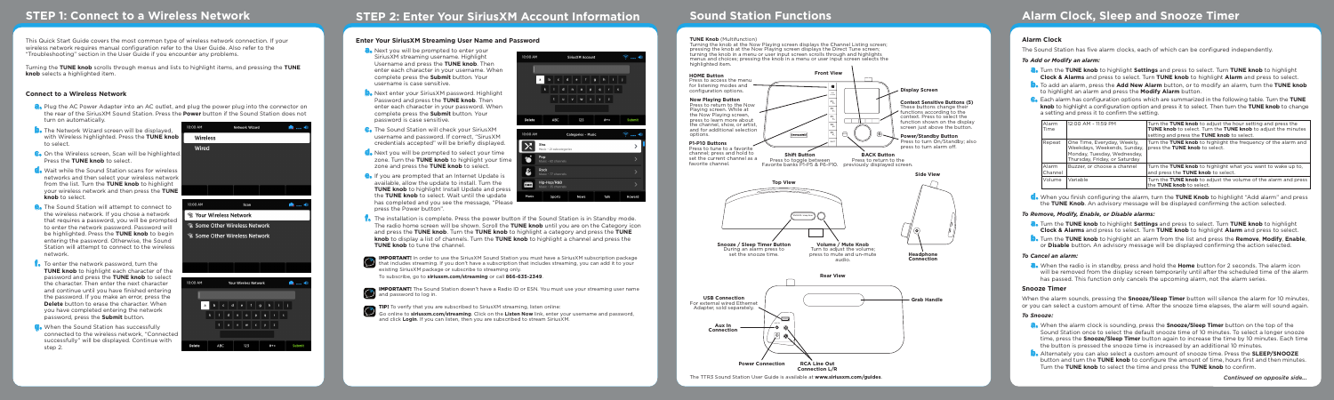# STEP 1: Connect to a Wireless Network

This Quick Start Guide covers the most common type of wireless network connection. If your wireless network requires manual configuration refer to the User Guide. Also refer to the "Troubleshooting" section in the User Guide if you encounter any problems.

Turning the **TUNE knob** scrolls through menus and lists to highlight items, and pressing the **TUNE knob** selects a highlighted item.

### Connect to a Wireless Network

a. Plug the AC Power Adapter into an AC outlet, and plug the power plug into the connector on the rear of the SiriusXM Sound Station. Press the **Power** button if the Sound Station does not turn on automatically.

b. The Network Wizard screen will be displayed, with Wireless highlighted. Press the **TUNE knob** to select.

c. On the Wireless screen, Scan will be highlighted. Press the **TUNE knob** to select.

d. Wait while the Sound Station scans for wireless networks and then select your wireless network from the list. Turn the **TUNE knob** to highlight your wireless network and then press the **TUNE knob** to select.

e. The Sound Station will attempt to connect to the wireless network. If you chose a network that requires a password, you will be prompted to enter the network password. Password will be highlighted. Press the **TUNE knob** to begin entering the password. Otherwise, the Sound Station will attempt to connect to the wireless network.

f. To enter the network password, turn the **TUNE knob** to highlight each character of the password and press the **TUNE knob** to select the character. Then enter the next character and continue until you have finished entering the password. If you make an error, press the **Delete** button to erase the character. When you have completed entering the network password, press the **Submit** button.

g. When the Sound Station has successfully connected to the wireless network, "Connected successfully" will be displayed. Continue with step 2.

# STEP 2: Enter Your SiriusXM Account Information

### Enter Your SiriusXM Streaming User Name and Password

a. Next you will be prompted to enter your SiriusXM streaming username. Highlight Username and press the **TUNE knob**. Then enter each character in your username. When complete press the **Submit** button. Your username is case sensitive.

b. Next enter your SiriusXM password. Highlight Password and press the **TUNE knob**. Then enter each character in your password. When complete press the **Submit** button. Your password is case sensitive.

c. The Sound Station will check your SiriusXM username and password. If correct, "SiriusXM credentials accepted" will be briefly displayed.

d. Next you will be prompted to select your time zone. Turn the **TUNE knob** to highlight your time zone and press the **TUNE knob** to select.

e. If you are prompted that an Internet Update is available, allow the update to install. Turn the **TUNE knob** to highlight Install Update and press the **TUNE knob** to select. Wait until the update has completed and you see the message, "Please press the Power button".

f. The installation is complete. Press the power button if the Sound Station is in Standby mode. The radio home screen will be shown. Scroll the **TUNE knob** until you are on the Category icon and press the **TUNE knob**. Turn the **TUNE knob** to highlight a category and press the **TUNE knob** to display a list of channels. Turn the **TUNE knob** to highlight a channel and press the **TUNE knob** to tune the channel.

**IMPORTANT!** In order to use the SiriusXM Sound Station you must have a SiriusXM subscription package that includes streaming. If you don't have a subscription that includes streaming, you can add it to your existing SiriusXM package or subscribe to streaming only.
To subscribe, go to **siriusxm.com/streaming** or call **866-635-2349**.

**IMPORTANT!** The Sound Station doesn't have a Radio ID or ESN. You must use your streaming user name and password to log in.

**TIP!** To verify that you are subscribed to SiriusXM streaming, listen online:
Go online to **siriusxm.com/streaming**. Click on the **Listen Now** link, enter your username and password, and click **Login**. If you can listen, then you are subscribed to stream SiriusXM.

# Sound Station Functions

**TUNE Knob** (Multifunction)
Turning the knob at the Now Playing screen displays the Channel Listing screen; pressing the knob at the Now Playing screen displays the Direct Tune screen; turning the knob in a menu or user input screen scrolls through and highlights menus and choices; pressing the knob in a menu or user input screen selects the highlighted item.

**HOME Button**
Press to access the menu for listening modes and configuration options.

**Now Playing Button**
Press to return to the Now Playing screen. While at the Now Playing screen, press to learn more about the channel, show, or artist, and for additional selection options.

**P1-P10 Buttons**
Press to tune to a favorite channel; press and hold to set the current channel as a favorite channel.

**Shift Button**
Press to toggle between Favorite banks P1-P5 & P6-P10.

**BACK Button**
Press to return to the previously displayed screen.

**Display Screen**

**Context Sensitive Buttons (5)**
These buttons change their functions according to the context. Press to select the function shown on the display screen just above the button.

**Power/Standby Button**
Press to turn On/Standby; also press to turn alarm off.

**Snooze / Sleep Timer Button**
During an alarm press to set the snooze time.

**Volume / Mute Knob**
Turn to adjust the volume; press to mute and un-mute audio.

**Headphone Connection**

**USB Connection**
For external wired Ethernet Adapter, sold separately.

**Grab Handle**

**Aux In Connection**

**Power Connection**

**RCA Line Out Connection L/R**

The TTR3 Sound Station User Guide is available at **www.siriusxm.com/guides**.

# Alarm Clock, Sleep and Snooze Timer

### Alarm Clock

The Sound Station has five alarm clocks, each of which can be configured independently.

#### *To Add or Modify an alarm:*

a. Turn the **TUNE knob** to highlight **Settings** and press to select. Turn **TUNE knob** to highlight **Clock & Alarms** and press to select. Turn **TUNE knob** to highlight **Alarm** and press to select.

b. To add an alarm, press the **Add New Alarm** button, or to modify an alarm, turn the **TUNE knob** to highlight an alarm and press the **Modify Alarm** button.

c. Each alarm has configuration options which are summarized in the following table. Turn the **TUNE knob** to highlight a configuration option and press it to select. Then turn the **TUNE knob** to change a setting and press it to confirm the setting.

| | | |
|---|---|---|
| Alarm Time | 12:00 AM - 11:59 PM | Turn the **TUNE knob** to adjust the hour setting and press the **TUNE knob** to select. Turn the **TUNE knob** to adjust the minutes setting and press the **TUNE knob** to select. |
| Repeat | One Time, Everyday, Weekly, Weekdays, Weekends, Sunday, Monday, Tuesday, Wednesday, Thursday, Friday, or Saturday | Turn the **TUNE knob** to highlight the frequency of the alarm and press the **TUNE knob** to select. |
| Alarm Channel | Buzzer, or choose a channel | Turn the **TUNE knob** to highlight what you want to wake up to, and press the **TUNE knob** to select. |
| Volume | Variable | Turn the **TUNE knob** to adjust the volume of the alarm and press the **TUNE knob** to select. |

d. When you finish configuring the alarm, turn the **TUNE Knob** to highlight "Add alarm" and press the **TUNE knob**. An advisory message will be displayed confirming the action selected.

#### *To Remove, Modify, Enable, or Disable alarms:*

a. Turn the **TUNE knob** to highlight **Settings** and press to select. Turn **TUNE knob** to highlight **Clock & Alarms** and press to select. Turn **TUNE knob** to highlight **Alarm** and press to select.

b. Turn the **TUNE knob** to highlight an alarm from the list and press the **Remove**, **Modify**, **Enable**, or **Disable** button. An advisory message will be displayed confirming the action selected.

#### *To Cancel an alarm:*

a. When the radio is in standby, press and hold the **Home** button for 2 seconds. The alarm icon will be removed from the display screen temporarily until after the scheduled time of the alarm has passed. This function only cancels the upcoming alarm, not the alarm series.

### Snooze Timer

When the alarm sounds, pressing the **Snooze/Sleep Timer** button will silence the alarm for 10 minutes, or you can select a custom amount of time. After the snooze time elapses, the alarm will sound again.

#### *To Snooze:*

a. When the alarm clock is sounding, press the **Snooze/Sleep Timer** button on the top of the Sound Station once to select the default snooze time of 10 minutes. To select a longer snooze time, press the **Snooze/Sleep Timer** button again to increase the time by 10 minutes. Each time the button is pressed the snooze time is increased by an additional 10 minutes.

b. Alternately you can also select a custom amount of snooze time. Press the **SLEEP/SNOOZE** button and turn the **TUNE knob** to configure the amount of time, hours first and then minutes. Turn the **TUNE knob** to select the time and press the **TUNE knob** to confirm.

*Continued on opposite side...*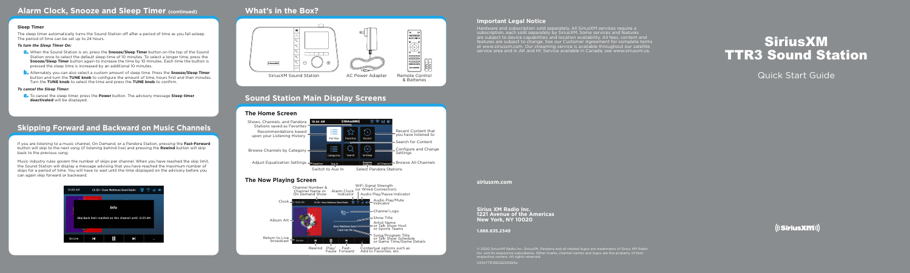## Alarm Clock, Snooze and Sleep Timer (continued)

### Sleep Timer

The sleep timer automatically turns the Sound Station off after a period of time as you fall asleep. The period of time can be set up to 24 hours.

*To turn the Sleep Timer On:*

- When the Sound Station is on, press the **Snooze/Sleep Timer** button on the top of the Sound Station once to select the default sleep time of 10 minutes. To select a longer time, press the **Snooze/Sleep Timer** button again to increase the time by 10 minutes. Each time the button is pressed the sleep time is increased by an additional 10 minutes.
- Alternately you also select a custom amount of sleep time. Press the **Snooze/Sleep Timer** button and turn the **TUNE knob** to configure the amount of time, hours first and then minutes. Turn the **TUNE knob** to select the time and press the **TUNE knob** to confirm.

*To cancel the Sleep Timer:*

- To cancel the sleep timer, press the **Power** button. The advisory message **Sleep timer deactivated** will be displayed.

## Skipping Forward and Backward on Music Channels

If you are listening to a music channel, On Demand, or a Pandora Station, pressing the **Fast-Forward** button will skip to the next song (if listening behind live) and pressing the **Rewind** button will skip back to the previous song.

Music industry rules govern the number of skips per channel. When you have reached the skip limit, the Sound Station will display a message advising that you have reached the maximum number of skips for a period of time. You will have to wait until the time displayed on the advisory before you can again skip forward or backward.

10:00 AM
Ch 50 • Dave Matthews Band Radio
Info
Skip back limit reached on this channel until: 12:35 AM
Go Live

## What's in the Box?

SiriusXM Sound Station
AC Power Adapter
Remote Control & Batteries

## Sound Station Main Display Screens

### The Home Screen

Shows, Channels, and Pandora Stations saved as Favorites
Recommendations based upon your Listening History
Browse Channels by Category
Adjust Equalization Settings
Switch to Aux In
Select Pandora Stations
Browse All Channels
Configure and Change Settings
Search for Content
Recent Content that you have listened to

10:44 AM
For You
Favorites
Recent
Categories
Search
Settings
Equalizer
Aux In
Pandora
All Channels

### The Now Playing Screen

Clock
Channel Number & Channel Name or On Demand Show
Alarm Clock Indicator
WiFi Signal Strength (or Wired Connection)
Audio Play/Pause Indicator
Audio Play/Mute Indicator
Channel Logo
Show Title
Artist Name or Talk Show Host or Sports Teams
Song/Program Title or Talk Show Schedule or Game Time/Game Details
Album Art
Return to Live broadcast
Rewind
Play/Pause
Fast-Forward
Contextual options such as Add to Favorites, etc.

### Important Legal Notice

Hardware and subscription sold separately. All SiriusXM services require a subscription, each sold separately by SiriusXM. Some services and features are subject to device capabilities and location availability. All fees, content and features are subject to change. See our Customer Agreement for complete terms at www.siriusxm.com. Our streaming service is available throughout our satellite service area and in AK and HI. Service available in Canada; see www.siriusxm.ca.

siriusxm.com

**Sirius XM Radio Inc.**
**1221 Avenue of the Americas**
**New York, NY 10020**

**1.866.635.2349**

© 2020 SiriusXM Radio Inc. SiriusXM, Pandora and all related logos are trademarks of Sirius XM Radio Inc. and its respective subsidiaries. Other marks, channel names and logos are the property of their respective owners. All rights reserved.

SXSSTTR3QSG200924a

# SiriusXM TTR3 Sound Station

Quick Start Guide

SiriusXM